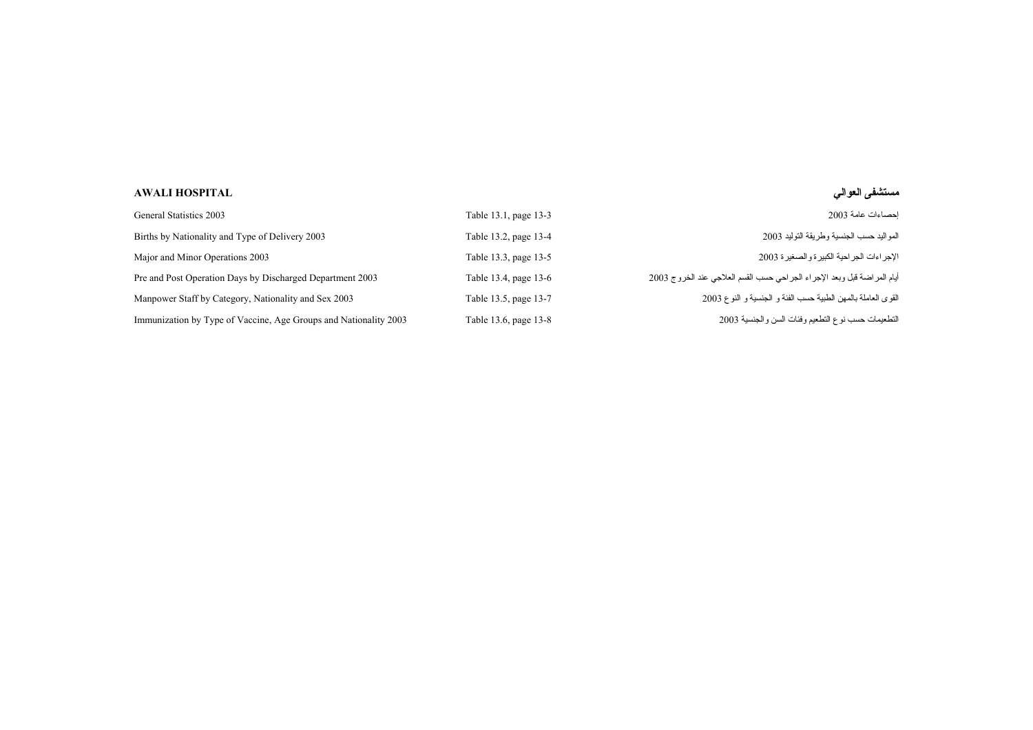## AWALI HOSPITAL

## مستشفى العوالي

| | | |
|---|---|---|
| General Statistics 2003 | Table 13.1, page 13-3 | إحصاءات عامة 2003 |
| Births by Nationality and Type of Delivery 2003 | Table 13.2, page 13-4 | المواليد حسب الجنسية وطريقة التوليد 2003 |
| Major and Minor Operations 2003 | Table 13.3, page 13-5 | الإجراءات الجراحية الكبيرة والصغيرة 2003 |
| Pre and Post Operation Days by Discharged Department 2003 | Table 13.4, page 13-6 | أيام المراضة قبل وبعد الإجراء الجراحي حسب القسم العلاجي عند الخروج 2003 |
| Manpower Staff by Category, Nationality and Sex 2003 | Table 13.5, page 13-7 | القوى العاملة بالمهن الطبية حسب الفئة و الجنسية و النوع 2003 |
| Immunization by Type of Vaccine, Age Groups and Nationality 2003 | Table 13.6, page 13-8 | التطعيمات حسب نوع التطعيم وفئات السن والجنسية 2003 |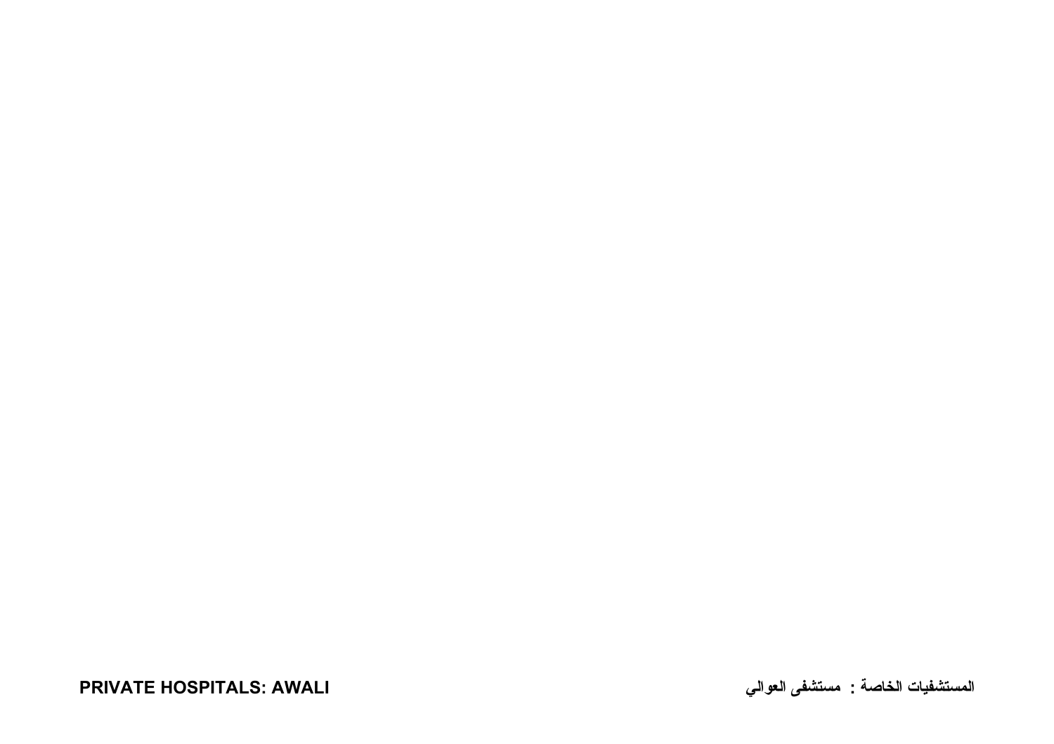PRIVATE HOSPITALS: AWALI

المستشفيات الخاصة : مستشفى العوالي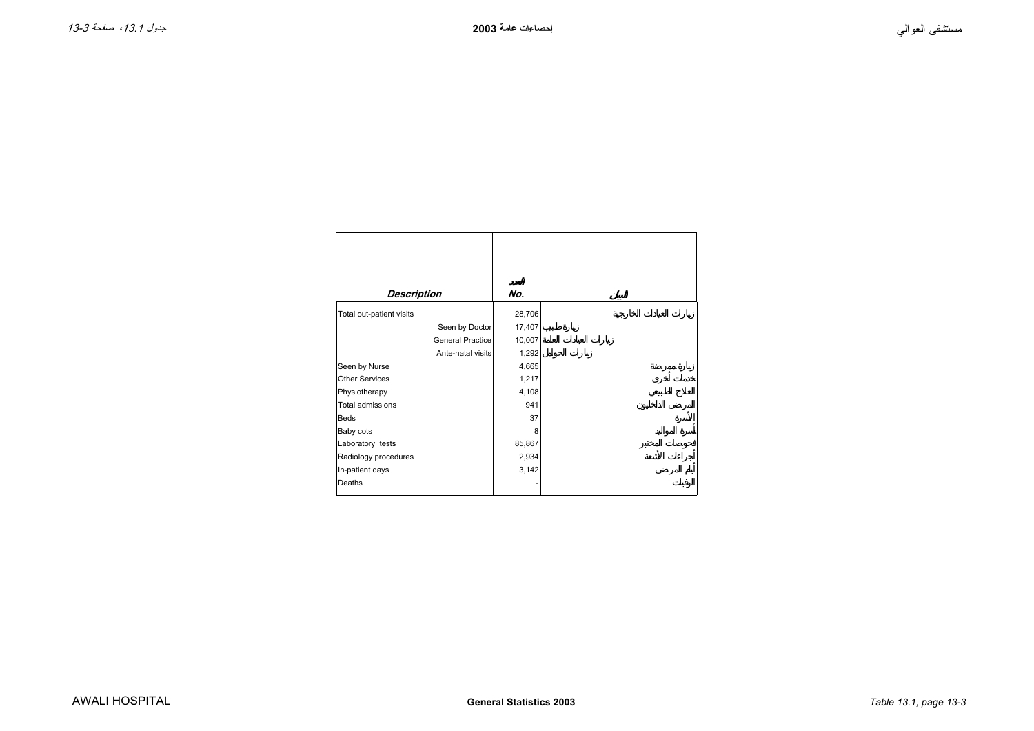| Description | العدد No. | البيان |
|---|---|---|
| Total out-patient visits | 28,706 | زيارات العيادات الخارجية |
| Seen by Doctor | 17,407 | زيارة طبيب |
| General Practice | 10,007 | زيارات العيادات العامة |
| Ante-natal visits | 1,292 | زيارات الحوامل |
| Seen by Nurse | 4,665 | زيارة ممرضة |
| Other Services | 1,217 | خدمات أخرى |
| Physiotherapy | 4,108 | العلاج الطبيعي |
| Total admissions | 941 | المرضى الداخليون |
| Beds | 37 | الأسرة |
| Baby cots | 8 | أسرة المواليد |
| Laboratory tests | 85,867 | فحوصات المختبر |
| Radiology procedures | 2,934 | أجراءات الأشعة |
| In-patient days | 3,142 | أيام المرضى |
| Deaths | - | الوفيات |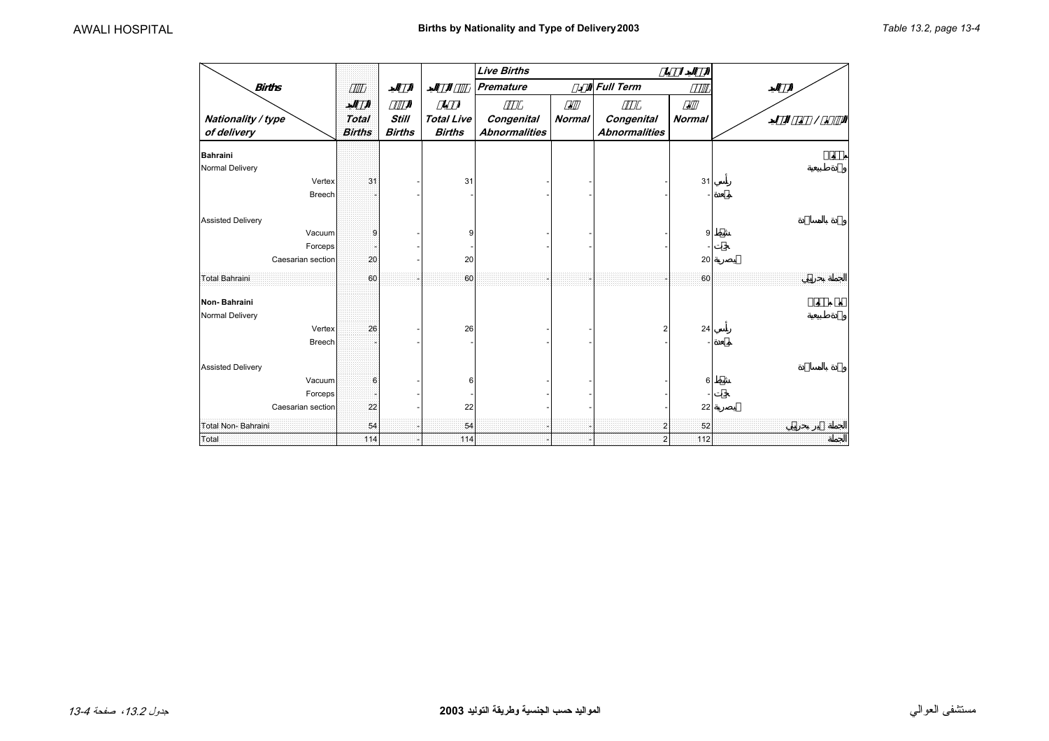# Births by Nationality and Type of Delivery 2003

AWALI HOSPITAL

Table 13.2, page 13-4

| Births / Nationality / type of delivery | Total Births | Still Births | Total Live Births | Live Births | | | | |
|---|---|---|---|---|---|---|---|---|
| | | | | Premature | | Full Term | | |
| | | | | Congenital Abnormalities | Normal | Congenital Abnormalities | Normal | |
| **Bahraini** | | | | | | | | |
| Normal Delivery | | | | | | | | و دة طبيعية |
| Vertex | 31 | - | 31 | - | - | - | 31 | رأسي |
| Breech | - | - | - | - | - | - | - | مقعدة |
| Assisted Delivery | | | | | | | | و دة بالمساعدة |
| Vacuum | 9 | - | 9 | - | - | - | 9 | شفط |
| Forceps | - | - | - | - | - | - | - | جفت |
| Caesarian section | 20 | - | 20 | | | | 20 | قيصرية |
| Total Bahraini | 60 | - | 60 | - | - | - | 60 | الجملة بحرينيين |
| **Non- Bahraini** | | | | | | | | |
| Normal Delivery | | | | | | | | و دة طبيعية |
| Vertex | 26 | - | 26 | - | - | 2 | 24 | رأسي |
| Breech | - | - | - | - | - | - | - | مقعدة |
| Assisted Delivery | | | | | | | | و دة بالمساعدة |
| Vacuum | 6 | - | 6 | - | - | - | 6 | شفط |
| Forceps | - | - | - | - | - | - | - | جفت |
| Caesarian section | 22 | - | 22 | - | - | - | 22 | قيصرية |
| Total Non- Bahraini | 54 | - | 54 | - | - | 2 | 52 | الجملة غير بحرينيين |
| Total | 114 | - | 114 | - | - | 2 | 112 | الجملة |

مستشفى العوالي — المواليد حسب الجنسية وطريقة التوليد 2003 — جدول 13.2، صفحة 13-4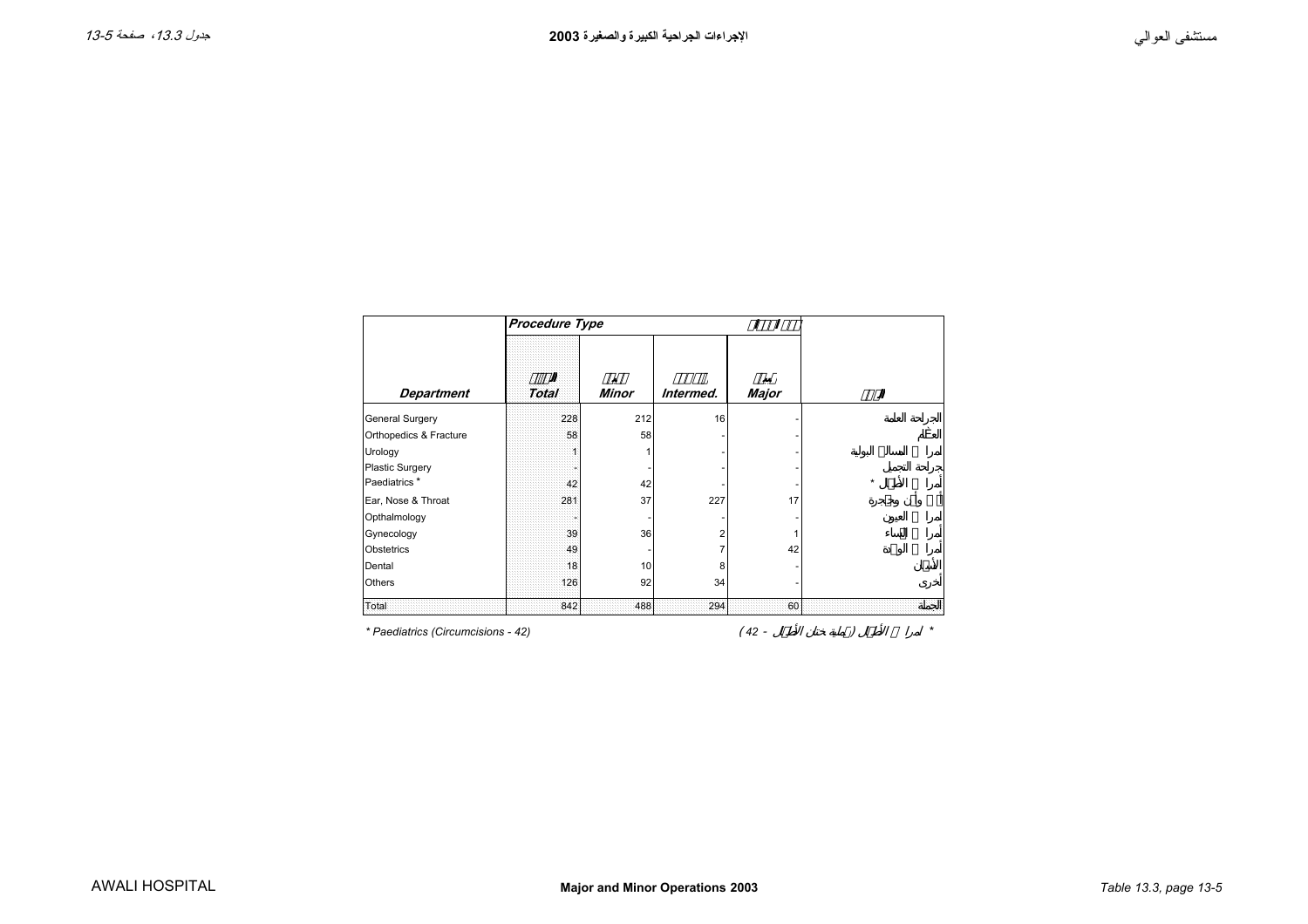# الإجراءات الجراحية الكبيرة والصغيرة 2003

# Major and Minor Operations 2003

| | Procedure Type | | | | |
|---|---|---|---|---|---|
| **Department** | **Total** | **Minor** | **Intermed.** | **Major** | |
| General Surgery | 228 | 212 | 16 | - | الجراحة العامة |
| Orthopedics & Fracture | 58 | 58 | - | - | العظام |
| Urology | 1 | 1 | - | - | أمراض المسالك البولية |
| Plastic Surgery | - | - | - | - | جراحة التجميل |
| Paediatrics * | 42 | 42 | - | - | أمراض الأطفال * |
| Ear, Nose & Throat | 281 | 37 | 227 | 17 | أنف وأذن وحنجرة |
| Opthalmology | - | - | - | - | أمراض العيون |
| Gynecology | 39 | 36 | 2 | 1 | أمراض النساء |
| Obstetrics | 49 | - | 7 | 42 | أمراض الولادة |
| Dental | 18 | 10 | 8 | - | الأسنان |
| Others | 126 | 92 | 34 | - | أخرى |
| Total | 842 | 488 | 294 | 60 | الجملة |

* Paediatrics (Circumcisions - 42)

* أمراض الأطفال (عملية ختان الأطفال - 42 )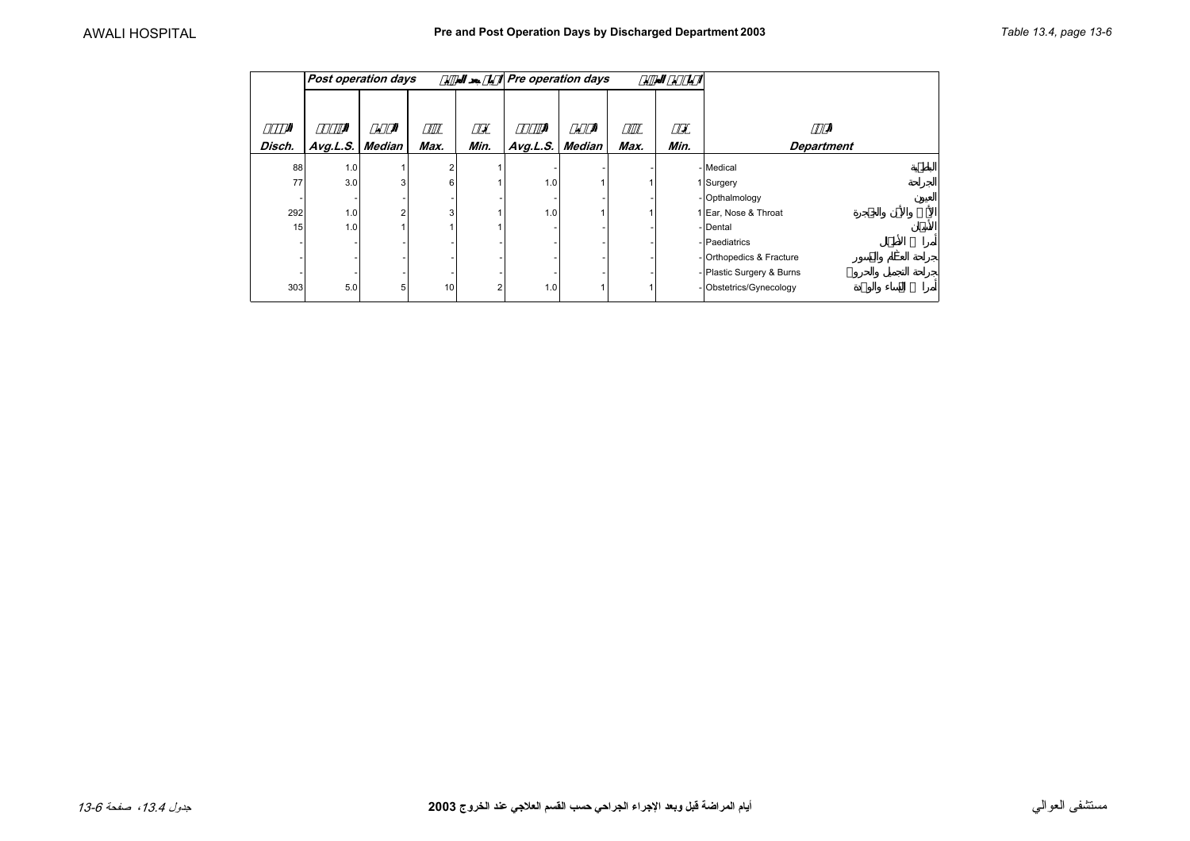# Pre and Post Operation Days by Discharged Department 2003

| | Post operation days | | | | Pre operation days | | | | |
|---|---|---|---|---|---|---|---|---|---|
| Disch. | Avg.L.S. | Median | Max. | Min. | Avg.L.S. | Median | Max. | Min. | Department |
| 88 | 1.0 | 1 | 2 | 1 | - | - | - | - | Medical الباطنية |
| 77 | 3.0 | 3 | 6 | 1 | 1.0 | 1 | 1 | 1 | Surgery الجراحة |
| - | - | - | - | - | - | - | - | - | Opthalmology العيون |
| 292 | 1.0 | 2 | 3 | 1 | 1.0 | 1 | 1 | 1 | Ear, Nose & Throat الأذن والأنف والحنجرة |
| 15 | 1.0 | 1 | 1 | 1 | - | - | - | - | Dental الأسنان |
| - | - | - | - | - | - | - | - | - | Paediatrics أمراض الأطفال |
| - | - | - | - | - | - | - | - | - | Orthopedics & Fracture جراحة العظام والكسور |
| - | - | - | - | - | - | - | - | - | Plastic Surgery & Burns جراحة التجميل والحروق |
| 303 | 5.0 | 5 | 10 | 2 | 1.0 | 1 | 1 | - | Obstetrics/Gynecology أمراض النساء والولادة |

أيام المراضة قبل وبعد الإجراء الجراحي حسب القسم العلاجي عند الخروج 2003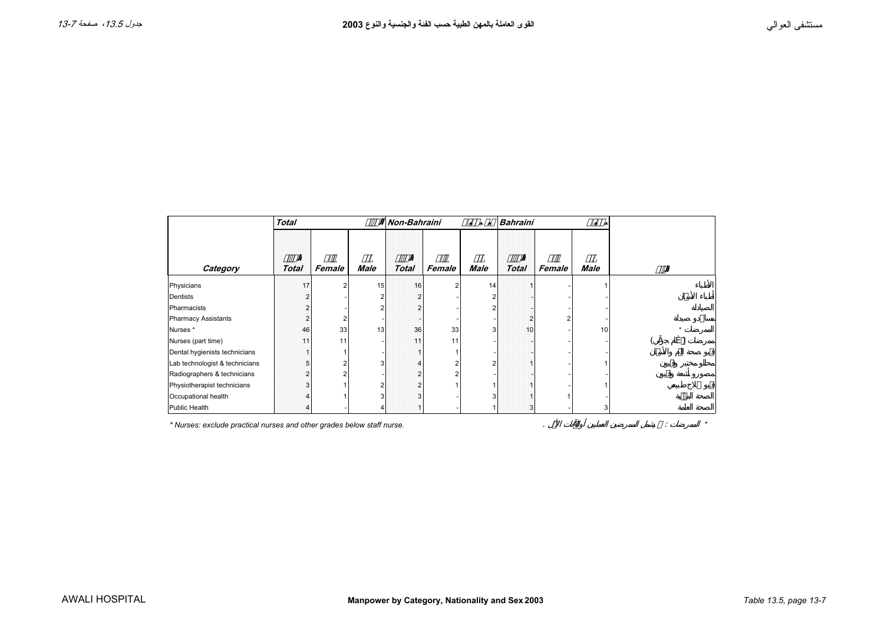# Manpower by Category, Nationality and Sex 2003

## القوى العاملة بالمهن الطبية حسب الفئة والجنسية والنوع 2003

| Category | Total | | | Non-Bahraini | | | Bahraini | | | |
|---|---|---|---|---|---|---|---|---|---|---|
| | Total | Female | Male | Total | Female | Male | Total | Female | Male | |
| Physicians | 17 | 2 | 15 | 16 | 2 | 14 | 1 | - | 1 | الأطباء |
| Dentists | 2 | - | 2 | 2 | - | 2 | - | - | - | أطباء الأسنان |
| Pharmacists | 2 | - | 2 | 2 | - | 2 | - | - | - | الصيادلة |
| Pharmacy Assistants | 2 | 2 | - | - | - | - | 2 | 2 | - | مساعدو صيدلة |
| Nurses * | 46 | 33 | 13 | 36 | 33 | 3 | 10 | - | 10 | الممرضات * |
| Nurses (part time) | 11 | 11 | - | 11 | 11 | - | - | - | - | ممرضات (دوام جزئي) |
| Dental hygienists technicians | 1 | 1 | - | 1 | 1 | - | - | - | - | فنيو صحة الفم والأسنان |
| Lab technologist & technicians | 5 | 2 | 3 | 4 | 2 | 2 | 1 | - | 1 | محللو مختبر وفنيون |
| Radiographers & technicians | 2 | 2 | - | 2 | 2 | - | - | - | - | مصورو أشعة وفنيون |
| Physiotherapist technicians | 3 | 1 | 2 | 2 | 1 | 1 | 1 | - | 1 | فنيو علاج طبيعي |
| Occupational health | 4 | 1 | 3 | 3 | - | 3 | 1 | 1 | - | الصحة المهنية |
| Public Health | 4 | - | 4 | 1 | - | 1 | 3 | - | 3 | الصحة العامة |

* Nurses: exclude practical nurses and other grades below staff nurse.

* الممرضات : لا يشمل الممرضين العمليين أو الدرجات الأقل.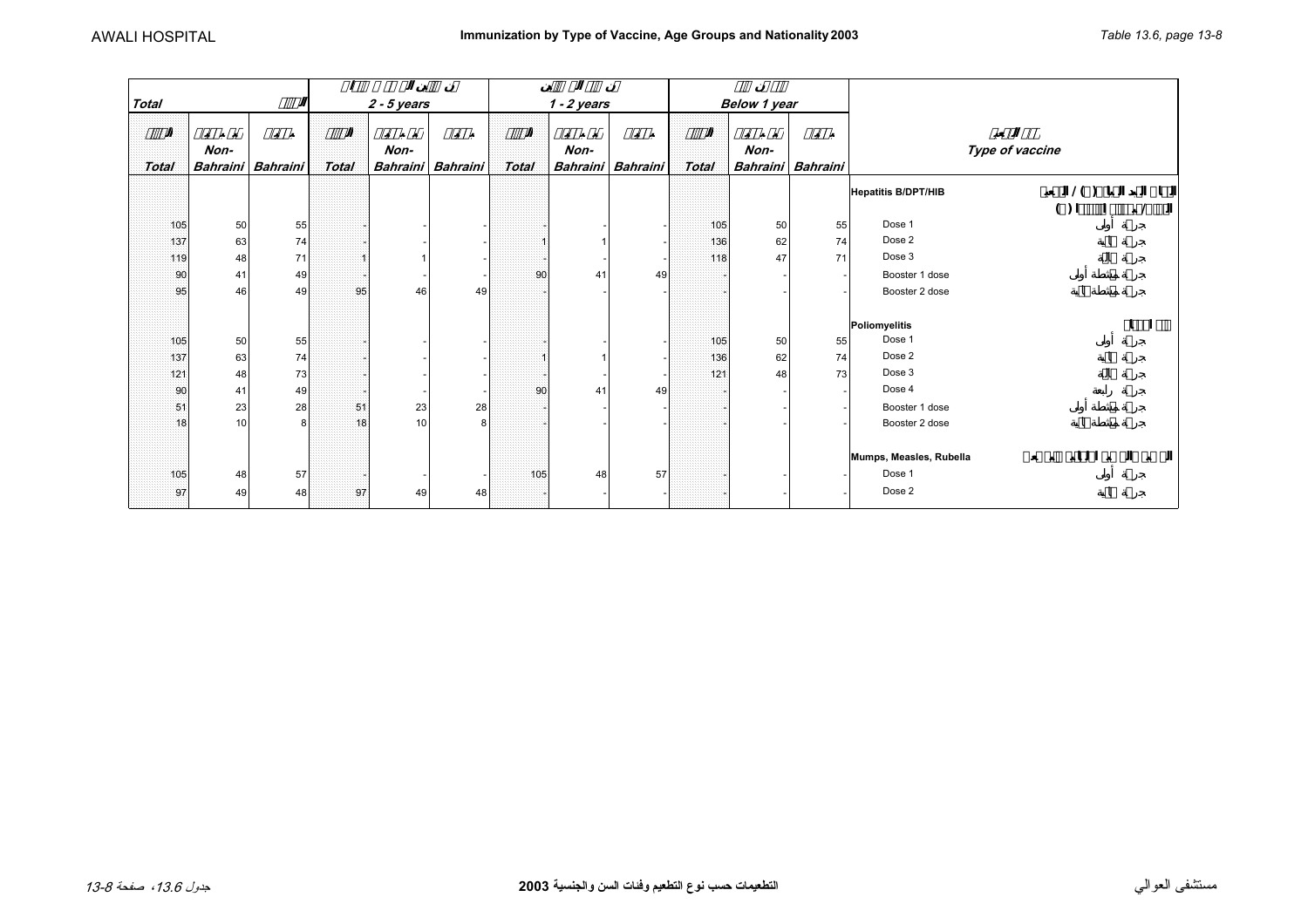# Immunization by Type of Vaccine, Age Groups and Nationality 2003

| Total | | | 2 - 5 years | | | 1 - 2 years | | | Below 1 year | | | Type of vaccine | |
|---|---|---|---|---|---|---|---|---|---|---|---|---|---|
| Total | Non-Bahraini | Bahraini | Total | Non-Bahraini | Bahraini | Total | Non-Bahraini | Bahraini | Total | Non-Bahraini | Bahraini | | |
| | | | | | | | | | | | | **Hepatitis B/DPT/HIB** | |
| 105 | 50 | 55 | - | - | - | - | - | - | 105 | 50 | 55 | Dose 1 | جرعة أولى |
| 137 | 63 | 74 | - | - | - | 1 | 1 | - | 136 | 62 | 74 | Dose 2 | جرعة ثانية |
| 119 | 48 | 71 | 1 | 1 | - | - | - | - | 118 | 47 | 71 | Dose 3 | جرعة ثالثة |
| 90 | 41 | 49 | - | - | - | 90 | 41 | 49 | - | - | - | Booster 1 dose | جرعة منشطة أولى |
| 95 | 46 | 49 | 95 | 46 | 49 | - | - | - | - | - | - | Booster 2 dose | جرعة منشطة ثانية |
| | | | | | | | | | | | | **Poliomyelitis** | |
| 105 | 50 | 55 | - | - | - | - | - | - | 105 | 50 | 55 | Dose 1 | جرعة أولى |
| 137 | 63 | 74 | - | - | - | 1 | 1 | - | 136 | 62 | 74 | Dose 2 | جرعة ثانية |
| 121 | 48 | 73 | - | - | - | - | - | - | 121 | 48 | 73 | Dose 3 | جرعة ثالثة |
| 90 | 41 | 49 | - | - | - | 90 | 41 | 49 | - | - | - | Dose 4 | جرعة رابعة |
| 51 | 23 | 28 | 51 | 23 | 28 | - | - | - | - | - | - | Booster 1 dose | جرعة منشطة أولى |
| 18 | 10 | 8 | 18 | 10 | 8 | - | - | - | - | - | - | Booster 2 dose | جرعة منشطة ثانية |
| | | | | | | | | | | | | **Mumps, Measles, Rubella** | |
| 105 | 48 | 57 | - | - | - | 105 | 48 | 57 | - | - | - | Dose 1 | جرعة أولى |
| 97 | 49 | 48 | 97 | 49 | 48 | - | - | - | - | - | - | Dose 2 | جرعة ثانية |

التطعيمات حسب نوع التطعيم وفئات السن والجنسية 2003